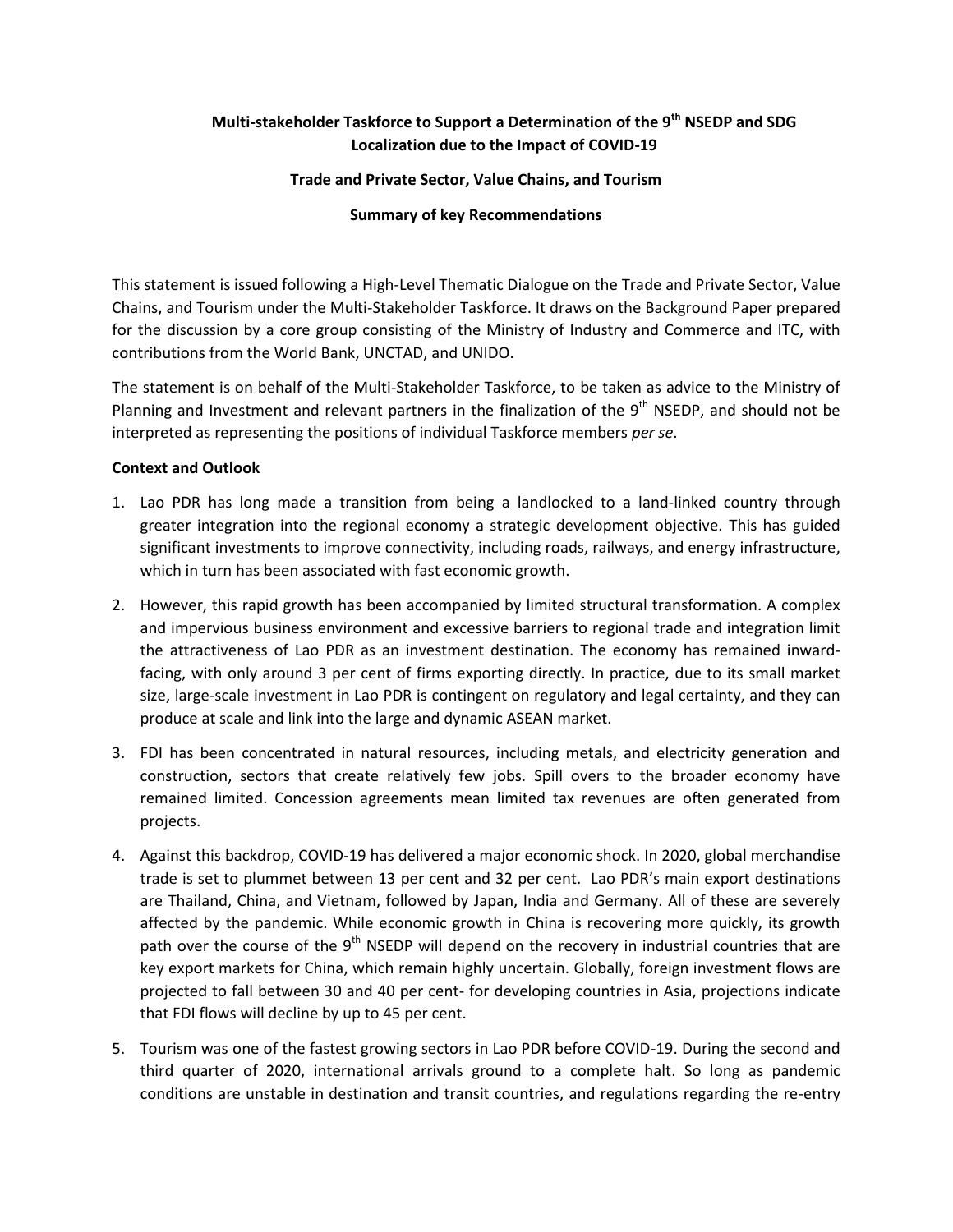**Multi-stakeholder Taskforce to Support a Determination of the 9th NSEDP and SDG Localization due to the Impact of COVID-19**

**Trade and Private Sector, Value Chains, and Tourism**

**Summary of key Recommendations**

This statement is issued following a High-Level Thematic Dialogue on the Trade and Private Sector, Value Chains, and Tourism under the Multi-Stakeholder Taskforce. It draws on the Background Paper prepared for the discussion by a core group consisting of the Ministry of Industry and Commerce and ITC, with contributions from the World Bank, UNCTAD, and UNIDO.

The statement is on behalf of the Multi-Stakeholder Taskforce, to be taken as advice to the Ministry of Planning and Investment and relevant partners in the finalization of the 9th NSEDP, and should not be interpreted as representing the positions of individual Taskforce members *per se*.

**Context and Outlook**

1. Lao PDR has long made a transition from being a landlocked to a land-linked country through greater integration into the regional economy a strategic development objective. This has guided significant investments to improve connectivity, including roads, railways, and energy infrastructure, which in turn has been associated with fast economic growth.
2. However, this rapid growth has been accompanied by limited structural transformation. A complex and impervious business environment and excessive barriers to regional trade and integration limit the attractiveness of Lao PDR as an investment destination. The economy has remained inward-facing, with only around 3 per cent of firms exporting directly. In practice, due to its small market size, large-scale investment in Lao PDR is contingent on regulatory and legal certainty, and they can produce at scale and link into the large and dynamic ASEAN market.
3. FDI has been concentrated in natural resources, including metals, and electricity generation and construction, sectors that create relatively few jobs. Spill overs to the broader economy have remained limited. Concession agreements mean limited tax revenues are often generated from projects.
4. Against this backdrop, COVID-19 has delivered a major economic shock. In 2020, global merchandise trade is set to plummet between 13 per cent and 32 per cent. Lao PDR's main export destinations are Thailand, China, and Vietnam, followed by Japan, India and Germany. All of these are severely affected by the pandemic. While economic growth in China is recovering more quickly, its growth path over the course of the 9th NSEDP will depend on the recovery in industrial countries that are key export markets for China, which remain highly uncertain. Globally, foreign investment flows are projected to fall between 30 and 40 per cent- for developing countries in Asia, projections indicate that FDI flows will decline by up to 45 per cent.
5. Tourism was one of the fastest growing sectors in Lao PDR before COVID-19. During the second and third quarter of 2020, international arrivals ground to a complete halt. So long as pandemic conditions are unstable in destination and transit countries, and regulations regarding the re-entry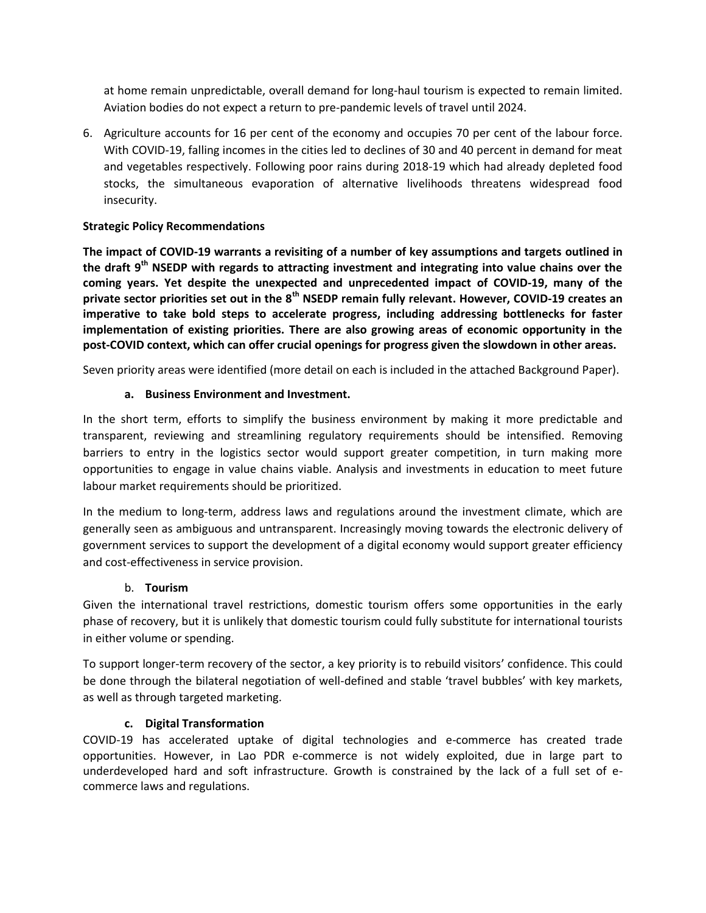at home remain unpredictable, overall demand for long-haul tourism is expected to remain limited. Aviation bodies do not expect a return to pre-pandemic levels of travel until 2024.

6. Agriculture accounts for 16 per cent of the economy and occupies 70 per cent of the labour force. With COVID-19, falling incomes in the cities led to declines of 30 and 40 percent in demand for meat and vegetables respectively. Following poor rains during 2018-19 which had already depleted food stocks, the simultaneous evaporation of alternative livelihoods threatens widespread food insecurity.

**Strategic Policy Recommendations**

**The impact of COVID-19 warrants a revisiting of a number of key assumptions and targets outlined in the draft 9th NSEDP with regards to attracting investment and integrating into value chains over the coming years. Yet despite the unexpected and unprecedented impact of COVID-19, many of the private sector priorities set out in the 8th NSEDP remain fully relevant. However, COVID-19 creates an imperative to take bold steps to accelerate progress, including addressing bottlenecks for faster implementation of existing priorities. There are also growing areas of economic opportunity in the post-COVID context, which can offer crucial openings for progress given the slowdown in other areas.**

Seven priority areas were identified (more detail on each is included in the attached Background Paper).

**a. Business Environment and Investment.**

In the short term, efforts to simplify the business environment by making it more predictable and transparent, reviewing and streamlining regulatory requirements should be intensified. Removing barriers to entry in the logistics sector would support greater competition, in turn making more opportunities to engage in value chains viable. Analysis and investments in education to meet future labour market requirements should be prioritized.

In the medium to long-term, address laws and regulations around the investment climate, which are generally seen as ambiguous and untransparent. Increasingly moving towards the electronic delivery of government services to support the development of a digital economy would support greater efficiency and cost-effectiveness in service provision.

b. **Tourism**

Given the international travel restrictions, domestic tourism offers some opportunities in the early phase of recovery, but it is unlikely that domestic tourism could fully substitute for international tourists in either volume or spending.

To support longer-term recovery of the sector, a key priority is to rebuild visitors' confidence. This could be done through the bilateral negotiation of well-defined and stable 'travel bubbles' with key markets, as well as through targeted marketing.

**c. Digital Transformation**

COVID-19 has accelerated uptake of digital technologies and e-commerce has created trade opportunities. However, in Lao PDR e-commerce is not widely exploited, due in large part to underdeveloped hard and soft infrastructure. Growth is constrained by the lack of a full set of e-commerce laws and regulations.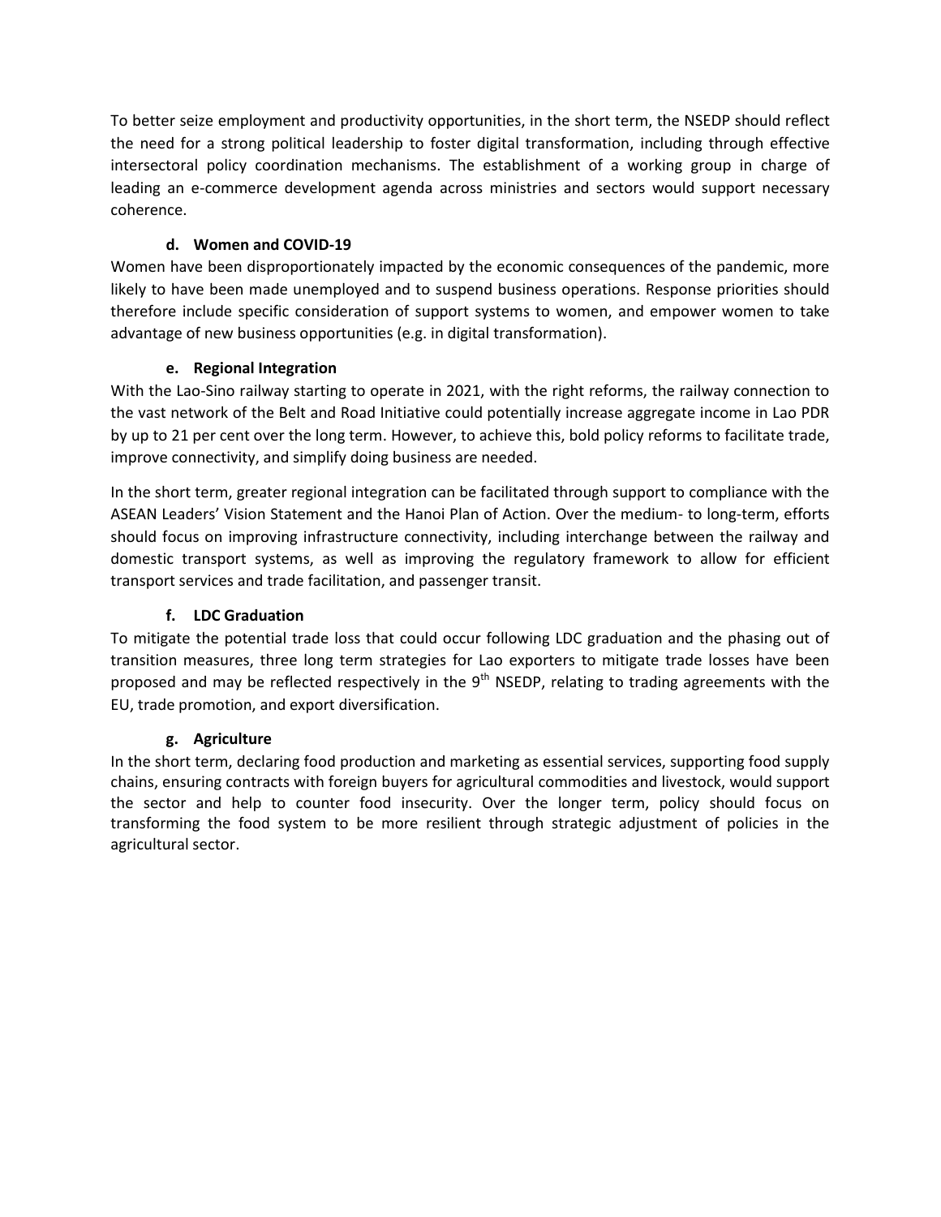To better seize employment and productivity opportunities, in the short term, the NSEDP should reflect the need for a strong political leadership to foster digital transformation, including through effective intersectoral policy coordination mechanisms. The establishment of a working group in charge of leading an e-commerce development agenda across ministries and sectors would support necessary coherence.

#### d. Women and COVID-19

Women have been disproportionately impacted by the economic consequences of the pandemic, more likely to have been made unemployed and to suspend business operations. Response priorities should therefore include specific consideration of support systems to women, and empower women to take advantage of new business opportunities (e.g. in digital transformation).

#### e. Regional Integration

With the Lao-Sino railway starting to operate in 2021, with the right reforms, the railway connection to the vast network of the Belt and Road Initiative could potentially increase aggregate income in Lao PDR by up to 21 per cent over the long term. However, to achieve this, bold policy reforms to facilitate trade, improve connectivity, and simplify doing business are needed.

In the short term, greater regional integration can be facilitated through support to compliance with the ASEAN Leaders' Vision Statement and the Hanoi Plan of Action. Over the medium- to long-term, efforts should focus on improving infrastructure connectivity, including interchange between the railway and domestic transport systems, as well as improving the regulatory framework to allow for efficient transport services and trade facilitation, and passenger transit.

#### f. LDC Graduation

To mitigate the potential trade loss that could occur following LDC graduation and the phasing out of transition measures, three long term strategies for Lao exporters to mitigate trade losses have been proposed and may be reflected respectively in the 9th NSEDP, relating to trading agreements with the EU, trade promotion, and export diversification.

#### g. Agriculture

In the short term, declaring food production and marketing as essential services, supporting food supply chains, ensuring contracts with foreign buyers for agricultural commodities and livestock, would support the sector and help to counter food insecurity. Over the longer term, policy should focus on transforming the food system to be more resilient through strategic adjustment of policies in the agricultural sector.